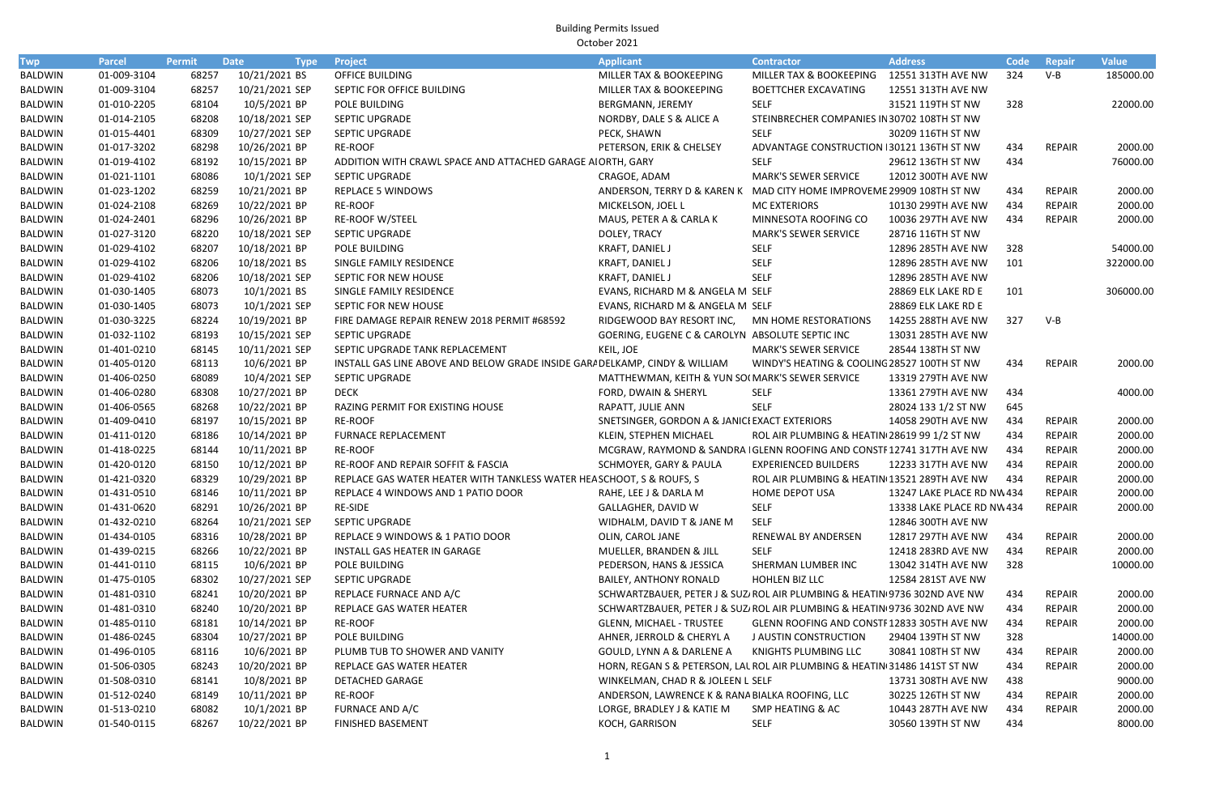# Building Permits Issued

October 2021

| Twp | Parcel | Permit | Date | Type | Project | Applicant | Contractor | Address | Code | Repair | Value |
|---|---|---|---|---|---|---|---|---|---|---|---|
| BALDWIN | 01-009-3104 | 68257 | 10/21/2021 | BS | OFFICE BUILDING | MILLER TAX & BOOKEEPING | MILLER TAX & BOOKEEPING | 12551 313TH AVE NW | 324 | V-B | 185000.00 |
| BALDWIN | 01-009-3104 | 68257 | 10/21/2021 | SEP | SEPTIC FOR OFFICE BUILDING | MILLER TAX & BOOKEEPING | BOETTCHER EXCAVATING | 12551 313TH AVE NW | | | |
| BALDWIN | 01-010-2205 | 68104 | 10/5/2021 | BP | POLE BUILDING | BERGMANN, JEREMY | SELF | 31521 119TH ST NW | 328 | | 22000.00 |
| BALDWIN | 01-014-2105 | 68208 | 10/18/2021 | SEP | SEPTIC UPGRADE | NORDBY, DALE S & ALICE A | STEINBRECHER COMPANIES IN | 30702 108TH ST NW | | | |
| BALDWIN | 01-015-4401 | 68309 | 10/27/2021 | SEP | SEPTIC UPGRADE | PECK, SHAWN | SELF | 30209 116TH ST NW | | | |
| BALDWIN | 01-017-3202 | 68298 | 10/26/2021 | BP | RE-ROOF | PETERSON, ERIK & CHELSEY | ADVANTAGE CONSTRUCTION I | 30121 136TH ST NW | 434 | REPAIR | 2000.00 |
| BALDWIN | 01-019-4102 | 68192 | 10/15/2021 | BP | ADDITION WITH CRAWL SPACE AND ATTACHED GARAGE A | ORTH, GARY | SELF | 29612 136TH ST NW | 434 | | 76000.00 |
| BALDWIN | 01-021-1101 | 68086 | 10/1/2021 | SEP | SEPTIC UPGRADE | CRAGOE, ADAM | MARK'S SEWER SERVICE | 12012 300TH AVE NW | | | |
| BALDWIN | 01-023-1202 | 68259 | 10/21/2021 | BP | REPLACE 5 WINDOWS | ANDERSON, TERRY D & KAREN K | MAD CITY HOME IMPROVEME | 29909 108TH ST NW | 434 | REPAIR | 2000.00 |
| BALDWIN | 01-024-2108 | 68269 | 10/22/2021 | BP | RE-ROOF | MICKELSON, JOEL L | MC EXTERIORS | 10130 299TH AVE NW | 434 | REPAIR | 2000.00 |
| BALDWIN | 01-024-2401 | 68296 | 10/26/2021 | BP | RE-ROOF W/STEEL | MAUS, PETER A & CARLA K | MINNESOTA ROOFING CO | 10036 297TH AVE NW | 434 | REPAIR | 2000.00 |
| BALDWIN | 01-027-3120 | 68220 | 10/18/2021 | SEP | SEPTIC UPGRADE | DOLEY, TRACY | MARK'S SEWER SERVICE | 28716 116TH ST NW | | | |
| BALDWIN | 01-029-4102 | 68207 | 10/18/2021 | BP | POLE BUILDING | KRAFT, DANIEL J | SELF | 12896 285TH AVE NW | 328 | | 54000.00 |
| BALDWIN | 01-029-4102 | 68206 | 10/18/2021 | BS | SINGLE FAMILY RESIDENCE | KRAFT, DANIEL J | SELF | 12896 285TH AVE NW | 101 | | 322000.00 |
| BALDWIN | 01-029-4102 | 68206 | 10/18/2021 | SEP | SEPTIC FOR NEW HOUSE | KRAFT, DANIEL J | SELF | 12896 285TH AVE NW | | | |
| BALDWIN | 01-030-1405 | 68073 | 10/1/2021 | BS | SINGLE FAMILY RESIDENCE | EVANS, RICHARD M & ANGELA M | SELF | 28869 ELK LAKE RD E | 101 | | 306000.00 |
| BALDWIN | 01-030-1405 | 68073 | 10/1/2021 | SEP | SEPTIC FOR NEW HOUSE | EVANS, RICHARD M & ANGELA M | SELF | 28869 ELK LAKE RD E | | | |
| BALDWIN | 01-030-3225 | 68224 | 10/19/2021 | BP | FIRE DAMAGE REPAIR RENEW 2018 PERMIT #68592 | RIDGEWOOD BAY RESORT INC, | MN HOME RESTORATIONS | 14255 288TH AVE NW | 327 | V-B | |
| BALDWIN | 01-032-1102 | 68193 | 10/15/2021 | SEP | SEPTIC UPGRADE | GOERING, EUGENE C & CAROLYN | ABSOLUTE SEPTIC INC | 13031 285TH AVE NW | | | |
| BALDWIN | 01-401-0210 | 68145 | 10/11/2021 | SEP | SEPTIC UPGRADE TANK REPLACEMENT | KEIL, JOE | MARK'S SEWER SERVICE | 28544 138TH ST NW | | | |
| BALDWIN | 01-405-0120 | 68113 | 10/6/2021 | BP | INSTALL GAS LINE ABOVE AND BELOW GRADE INSIDE GARA | DELKAMP, CINDY & WILLIAM | WINDY'S HEATING & COOLING | 28527 100TH ST NW | 434 | REPAIR | 2000.00 |
| BALDWIN | 01-406-0250 | 68089 | 10/4/2021 | SEP | SEPTIC UPGRADE | MATTHEWMAN, KEITH & YUN SO | MARK'S SEWER SERVICE | 13319 279TH AVE NW | | | |
| BALDWIN | 01-406-0280 | 68308 | 10/27/2021 | BP | DECK | FORD, DWAIN & SHERYL | SELF | 13361 279TH AVE NW | 434 | | 4000.00 |
| BALDWIN | 01-406-0565 | 68268 | 10/22/2021 | BP | RAZING PERMIT FOR EXISTING HOUSE | RAPATT, JULIE ANN | SELF | 28024 133 1/2 ST NW | 645 | | |
| BALDWIN | 01-409-0410 | 68197 | 10/15/2021 | BP | RE-ROOF | SNETSINGER, GORDON A & JANIC | EXACT EXTERIORS | 14058 290TH AVE NW | 434 | REPAIR | 2000.00 |
| BALDWIN | 01-411-0120 | 68186 | 10/14/2021 | BP | FURNACE REPLACEMENT | KLEIN, STEPHEN MICHAEL | ROL AIR PLUMBING & HEATIN | 28619 99 1/2 ST NW | 434 | REPAIR | 2000.00 |
| BALDWIN | 01-418-0225 | 68144 | 10/11/2021 | BP | RE-ROOF | MCGRAW, RAYMOND & SANDRA | GLENN ROOFING AND CONSTF | 12741 317TH AVE NW | 434 | REPAIR | 2000.00 |
| BALDWIN | 01-420-0120 | 68150 | 10/12/2021 | BP | RE-ROOF AND REPAIR SOFFIT & FASCIA | SCHMOYER, GARY & PAULA | EXPERIENCED BUILDERS | 12233 317TH AVE NW | 434 | REPAIR | 2000.00 |
| BALDWIN | 01-421-0320 | 68329 | 10/29/2021 | BP | REPLACE GAS WATER HEATER WITH TANKLESS WATER HEA | SCHOOT, S & ROUFS, S | ROL AIR PLUMBING & HEATIN | 13521 289TH AVE NW | 434 | REPAIR | 2000.00 |
| BALDWIN | 01-431-0510 | 68146 | 10/11/2021 | BP | REPLACE 4 WINDOWS AND 1 PATIO DOOR | RAHE, LEE J & DARLA M | HOME DEPOT USA | 13247 LAKE PLACE RD NW | 434 | REPAIR | 2000.00 |
| BALDWIN | 01-431-0620 | 68291 | 10/26/2021 | BP | RE-SIDE | GALLAGHER, DAVID W | SELF | 13338 LAKE PLACE RD NW | 434 | REPAIR | 2000.00 |
| BALDWIN | 01-432-0210 | 68264 | 10/21/2021 | SEP | SEPTIC UPGRADE | WIDHALM, DAVID T & JANE M | SELF | 12846 300TH AVE NW | | | |
| BALDWIN | 01-434-0105 | 68316 | 10/28/2021 | BP | REPLACE 9 WINDOWS & 1 PATIO DOOR | OLIN, CAROL JANE | RENEWAL BY ANDERSEN | 12817 297TH AVE NW | 434 | REPAIR | 2000.00 |
| BALDWIN | 01-439-0215 | 68266 | 10/22/2021 | BP | INSTALL GAS HEATER IN GARAGE | MUELLER, BRANDEN & JILL | SELF | 12418 283RD AVE NW | 434 | REPAIR | 2000.00 |
| BALDWIN | 01-441-0110 | 68115 | 10/6/2021 | BP | POLE BUILDING | PEDERSON, HANS & JESSICA | SHERMAN LUMBER INC | 13042 314TH AVE NW | 328 | | 10000.00 |
| BALDWIN | 01-475-0105 | 68302 | 10/27/2021 | SEP | SEPTIC UPGRADE | BAILEY, ANTHONY RONALD | HOHLEN BIZ LLC | 12584 281ST AVE NW | | | |
| BALDWIN | 01-481-0310 | 68241 | 10/20/2021 | BP | REPLACE FURNACE AND A/C | SCHWARTZBAUER, PETER J & SUZ | ROL AIR PLUMBING & HEATIN | 9736 302ND AVE NW | 434 | REPAIR | 2000.00 |
| BALDWIN | 01-481-0310 | 68240 | 10/20/2021 | BP | REPLACE GAS WATER HEATER | SCHWARTZBAUER, PETER J & SUZ | ROL AIR PLUMBING & HEATIN | 9736 302ND AVE NW | 434 | REPAIR | 2000.00 |
| BALDWIN | 01-485-0110 | 68181 | 10/14/2021 | BP | RE-ROOF | GLENN, MICHAEL - TRUSTEE | GLENN ROOFING AND CONSTF | 12833 305TH AVE NW | 434 | REPAIR | 2000.00 |
| BALDWIN | 01-486-0245 | 68304 | 10/27/2021 | BP | POLE BUILDING | AHNER, JERROLD & CHERYL A | J AUSTIN CONSTRUCTION | 29404 139TH ST NW | 328 | | 14000.00 |
| BALDWIN | 01-496-0105 | 68116 | 10/6/2021 | BP | PLUMB TUB TO SHOWER AND VANITY | GOULD, LYNN A & DARLENE A | KNIGHTS PLUMBING LLC | 30841 108TH ST NW | 434 | REPAIR | 2000.00 |
| BALDWIN | 01-506-0305 | 68243 | 10/20/2021 | BP | REPLACE GAS WATER HEATER | HORN, REGAN S & PETERSON, LA | ROL AIR PLUMBING & HEATIN | 31486 141ST ST NW | 434 | REPAIR | 2000.00 |
| BALDWIN | 01-508-0310 | 68141 | 10/8/2021 | BP | DETACHED GARAGE | WINKELMAN, CHAD R & JOLEEN L | SELF | 13731 308TH AVE NW | 438 | | 9000.00 |
| BALDWIN | 01-512-0240 | 68149 | 10/11/2021 | BP | RE-ROOF | ANDERSON, LAWRENCE K & RANA | BIALKA ROOFING, LLC | 30225 126TH ST NW | 434 | REPAIR | 2000.00 |
| BALDWIN | 01-513-0210 | 68082 | 10/1/2021 | BP | FURNACE AND A/C | LORGE, BRADLEY J & KATIE M | SMP HEATING & AC | 10443 287TH AVE NW | 434 | REPAIR | 2000.00 |
| BALDWIN | 01-540-0115 | 68267 | 10/22/2021 | BP | FINISHED BASEMENT | KOCH, GARRISON | SELF | 30560 139TH ST NW | 434 | | 8000.00 |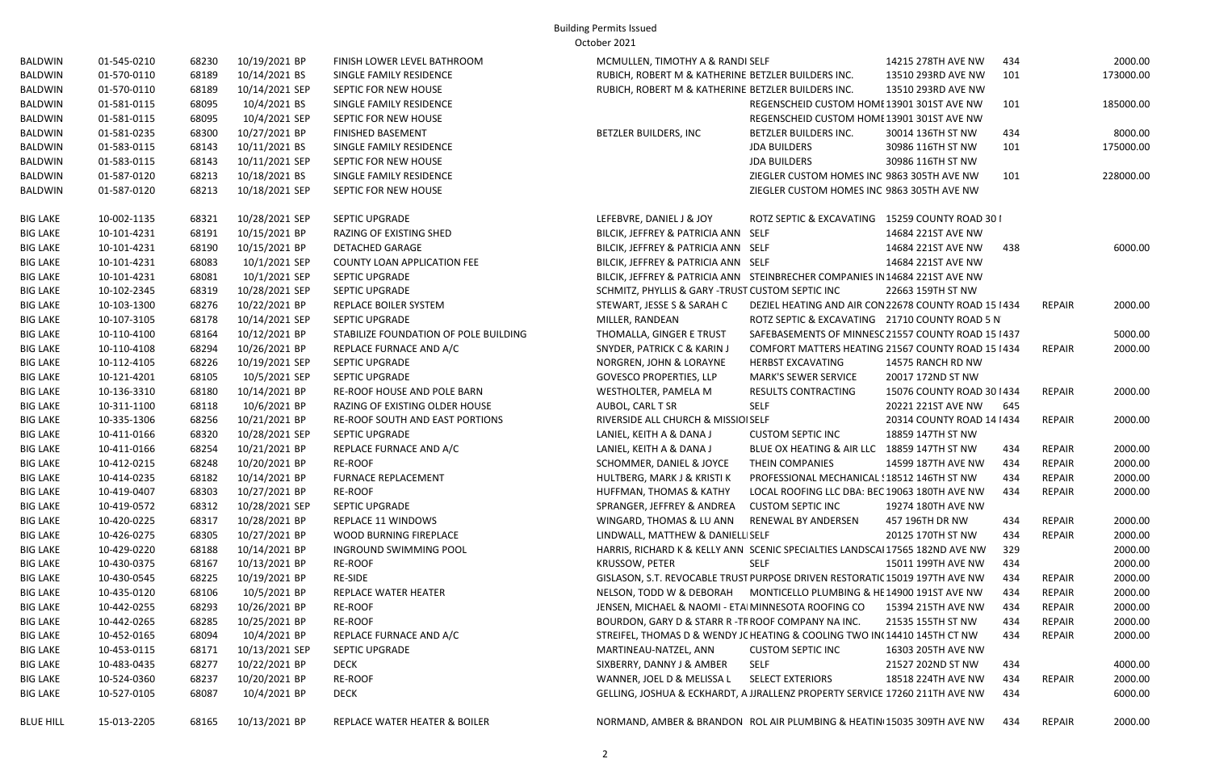# Building Permits Issued

October 2021

| City | Parcel | Permit | Date / Type | Description | Owner | Contractor | Address | Code | Type | Value |
|---|---|---|---|---|---|---|---|---|---|---|
| BALDWIN | 01-545-0210 | 68230 | 10/19/2021 BP | FINISH LOWER LEVEL BATHROOM | MCMULLEN, TIMOTHY A & RANDI | SELF | 14215 278TH AVE NW | 434 | | 2000.00 |
| BALDWIN | 01-570-0110 | 68189 | 10/14/2021 BS | SINGLE FAMILY RESIDENCE | RUBICH, ROBERT M & KATHERINE | BETZLER BUILDERS INC. | 13510 293RD AVE NW | 101 | | 173000.00 |
| BALDWIN | 01-570-0110 | 68189 | 10/14/2021 SEP | SEPTIC FOR NEW HOUSE | RUBICH, ROBERT M & KATHERINE | BETZLER BUILDERS INC. | 13510 293RD AVE NW | | | |
| BALDWIN | 01-581-0115 | 68095 | 10/4/2021 BS | SINGLE FAMILY RESIDENCE | | REGENSCHEID CUSTOM HOME | 13901 301ST AVE NW | 101 | | 185000.00 |
| BALDWIN | 01-581-0115 | 68095 | 10/4/2021 SEP | SEPTIC FOR NEW HOUSE | | REGENSCHEID CUSTOM HOME | 13901 301ST AVE NW | | | |
| BALDWIN | 01-581-0235 | 68300 | 10/27/2021 BP | FINISHED BASEMENT | BETZLER BUILDERS, INC | BETZLER BUILDERS INC. | 30014 136TH ST NW | 434 | | 8000.00 |
| BALDWIN | 01-583-0115 | 68143 | 10/11/2021 BS | SINGLE FAMILY RESIDENCE | | JDA BUILDERS | 30986 116TH ST NW | 101 | | 175000.00 |
| BALDWIN | 01-583-0115 | 68143 | 10/11/2021 SEP | SEPTIC FOR NEW HOUSE | | JDA BUILDERS | 30986 116TH ST NW | | | |
| BALDWIN | 01-587-0120 | 68213 | 10/18/2021 BS | SINGLE FAMILY RESIDENCE | | ZIEGLER CUSTOM HOMES INC | 9863 305TH AVE NW | 101 | | 228000.00 |
| BALDWIN | 01-587-0120 | 68213 | 10/18/2021 SEP | SEPTIC FOR NEW HOUSE | | ZIEGLER CUSTOM HOMES INC | 9863 305TH AVE NW | | | |
| BIG LAKE | 10-002-1135 | 68321 | 10/28/2021 SEP | SEPTIC UPGRADE | LEFEBVRE, DANIEL J & JOY | ROTZ SEPTIC & EXCAVATING | 15259 COUNTY ROAD 30 I | | | |
| BIG LAKE | 10-101-4231 | 68191 | 10/15/2021 BP | RAZING OF EXISTING SHED | BILCIK, JEFFREY & PATRICIA ANN | SELF | 14684 221ST AVE NW | | | |
| BIG LAKE | 10-101-4231 | 68190 | 10/15/2021 BP | DETACHED GARAGE | BILCIK, JEFFREY & PATRICIA ANN | SELF | 14684 221ST AVE NW | 438 | | 6000.00 |
| BIG LAKE | 10-101-4231 | 68083 | 10/1/2021 SEP | COUNTY LOAN APPLICATION FEE | BILCIK, JEFFREY & PATRICIA ANN | SELF | 14684 221ST AVE NW | | | |
| BIG LAKE | 10-101-4231 | 68081 | 10/1/2021 SEP | SEPTIC UPGRADE | BILCIK, JEFFREY & PATRICIA ANN | STEINBRECHER COMPANIES IN | 14684 221ST AVE NW | | | |
| BIG LAKE | 10-102-2345 | 68319 | 10/28/2021 SEP | SEPTIC UPGRADE | SCHMITZ, PHYLLIS & GARY -TRUST | CUSTOM SEPTIC INC | 22663 159TH ST NW | | | |
| BIG LAKE | 10-103-1300 | 68276 | 10/22/2021 BP | REPLACE BOILER SYSTEM | STEWART, JESSE S & SARAH C | DEZIEL HEATING AND AIR CON | 22678 COUNTY ROAD 15 I | 434 | REPAIR | 2000.00 |
| BIG LAKE | 10-107-3105 | 68178 | 10/14/2021 SEP | SEPTIC UPGRADE | MILLER, RANDEAN | ROTZ SEPTIC & EXCAVATING | 21710 COUNTY ROAD 5 N | | | |
| BIG LAKE | 10-110-4100 | 68164 | 10/12/2021 BP | STABILIZE FOUNDATION OF POLE BUILDING | THOMALLA, GINGER E TRUST | SAFEBASEMENTS OF MINNESC | 21557 COUNTY ROAD 15 I | 437 | | 5000.00 |
| BIG LAKE | 10-110-4108 | 68294 | 10/26/2021 BP | REPLACE FURNACE AND A/C | SNYDER, PATRICK C & KARIN J | COMFORT MATTERS HEATING | 21567 COUNTY ROAD 15 I | 434 | REPAIR | 2000.00 |
| BIG LAKE | 10-112-4105 | 68226 | 10/19/2021 SEP | SEPTIC UPGRADE | NORGREN, JOHN & LORAYNE | HERBST EXCAVATING | 14575 RANCH RD NW | | | |
| BIG LAKE | 10-121-4201 | 68105 | 10/5/2021 SEP | SEPTIC UPGRADE | GOVESCO PROPERTIES, LLP | MARK'S SEWER SERVICE | 20017 172ND ST NW | | | |
| BIG LAKE | 10-136-3310 | 68180 | 10/14/2021 BP | RE-ROOF HOUSE AND POLE BARN | WESTHOLTER, PAMELA M | RESULTS CONTRACTING | 15076 COUNTY ROAD 30 I | 434 | REPAIR | 2000.00 |
| BIG LAKE | 10-311-1100 | 68118 | 10/6/2021 BP | RAZING OF EXISTING OLDER HOUSE | AUBOL, CARL T SR | SELF | 20221 221ST AVE NW | 645 | | |
| BIG LAKE | 10-335-1306 | 68256 | 10/21/2021 BP | RE-ROOF SOUTH AND EAST PORTIONS | RIVERSIDE ALL CHURCH & MISSIO | SELF | 20314 COUNTY ROAD 14 I | 434 | REPAIR | 2000.00 |
| BIG LAKE | 10-411-0166 | 68320 | 10/28/2021 SEP | SEPTIC UPGRADE | LANIEL, KEITH A & DANA J | CUSTOM SEPTIC INC | 18859 147TH ST NW | | | |
| BIG LAKE | 10-411-0166 | 68254 | 10/21/2021 BP | REPLACE FURNACE AND A/C | LANIEL, KEITH A & DANA J | BLUE OX HEATING & AIR LLC | 18859 147TH ST NW | 434 | REPAIR | 2000.00 |
| BIG LAKE | 10-412-0215 | 68248 | 10/20/2021 BP | RE-ROOF | SCHOMMER, DANIEL & JOYCE | THEIN COMPANIES | 14599 187TH AVE NW | 434 | REPAIR | 2000.00 |
| BIG LAKE | 10-414-0235 | 68182 | 10/14/2021 BP | FURNACE REPLACEMENT | HULTBERG, MARK J & KRISTI K | PROFESSIONAL MECHANICAL | 18512 146TH ST NW | 434 | REPAIR | 2000.00 |
| BIG LAKE | 10-419-0407 | 68303 | 10/27/2021 BP | RE-ROOF | HUFFMAN, THOMAS & KATHY | LOCAL ROOFING LLC DBA: BEC | 19063 180TH AVE NW | 434 | REPAIR | 2000.00 |
| BIG LAKE | 10-419-0572 | 68312 | 10/28/2021 SEP | SEPTIC UPGRADE | SPRANGER, JEFFREY & ANDREA | CUSTOM SEPTIC INC | 19274 180TH AVE NW | | | |
| BIG LAKE | 10-420-0225 | 68317 | 10/28/2021 BP | REPLACE 11 WINDOWS | WINGARD, THOMAS & LU ANN | RENEWAL BY ANDERSEN | 457 196TH DR NW | 434 | REPAIR | 2000.00 |
| BIG LAKE | 10-426-0275 | 68305 | 10/27/2021 BP | WOOD BURNING FIREPLACE | LINDWALL, MATTHEW & DANIELL | SELF | 20125 170TH ST NW | 434 | REPAIR | 2000.00 |
| BIG LAKE | 10-429-0220 | 68188 | 10/14/2021 BP | INGROUND SWIMMING POOL | HARRIS, RICHARD K & KELLY ANN | SCENIC SPECIALTIES LANDSCAI | 17565 182ND AVE NW | 329 | | 2000.00 |
| BIG LAKE | 10-430-0375 | 68167 | 10/13/2021 BP | RE-ROOF | KRUSSOW, PETER | SELF | 15011 199TH AVE NW | 434 | | 2000.00 |
| BIG LAKE | 10-430-0545 | 68225 | 10/19/2021 BP | RE-SIDE | GISLASON, S.T. REVOCABLE TRUST | PURPOSE DRIVEN RESTORATIC | 15019 197TH AVE NW | 434 | REPAIR | 2000.00 |
| BIG LAKE | 10-435-0120 | 68106 | 10/5/2021 BP | REPLACE WATER HEATER | NELSON, TODD W & DEBORAH | MONTICELLO PLUMBING & HE | 14900 191ST AVE NW | 434 | REPAIR | 2000.00 |
| BIG LAKE | 10-442-0255 | 68293 | 10/26/2021 BP | RE-ROOF | JENSEN, MICHAEL & NAOMI - ETA | MINNESOTA ROOFING CO | 15394 215TH AVE NW | 434 | REPAIR | 2000.00 |
| BIG LAKE | 10-442-0265 | 68285 | 10/25/2021 BP | RE-ROOF | BOURDON, GARY D & STARR R -TR | ROOF COMPANY NA INC. | 21535 155TH ST NW | 434 | REPAIR | 2000.00 |
| BIG LAKE | 10-452-0165 | 68094 | 10/4/2021 BP | REPLACE FURNACE AND A/C | STREIFEL, THOMAS D & WENDY JC | HEATING & COOLING TWO IN | 14410 145TH CT NW | 434 | REPAIR | 2000.00 |
| BIG LAKE | 10-453-0115 | 68171 | 10/13/2021 SEP | SEPTIC UPGRADE | MARTINEAU-NATZEL, ANN | CUSTOM SEPTIC INC | 16303 205TH AVE NW | | | |
| BIG LAKE | 10-483-0435 | 68277 | 10/22/2021 BP | DECK | SIXBERRY, DANNY J & AMBER | SELF | 21527 202ND ST NW | 434 | | 4000.00 |
| BIG LAKE | 10-524-0360 | 68237 | 10/20/2021 BP | RE-ROOF | WANNER, JOEL D & MELISSA L | SELECT EXTERIORS | 18518 224TH AVE NW | 434 | REPAIR | 2000.00 |
| BIG LAKE | 10-527-0105 | 68087 | 10/4/2021 BP | DECK | GELLING, JOSHUA & ECKHARDT, A J | JRALLENZ PROPERTY SERVICE | 17260 211TH AVE NW | 434 | | 6000.00 |
| BLUE HILL | 15-013-2205 | 68165 | 10/13/2021 BP | REPLACE WATER HEATER & BOILER | NORMAND, AMBER & BRANDON | ROL AIR PLUMBING & HEATIN | 15035 309TH AVE NW | 434 | REPAIR | 2000.00 |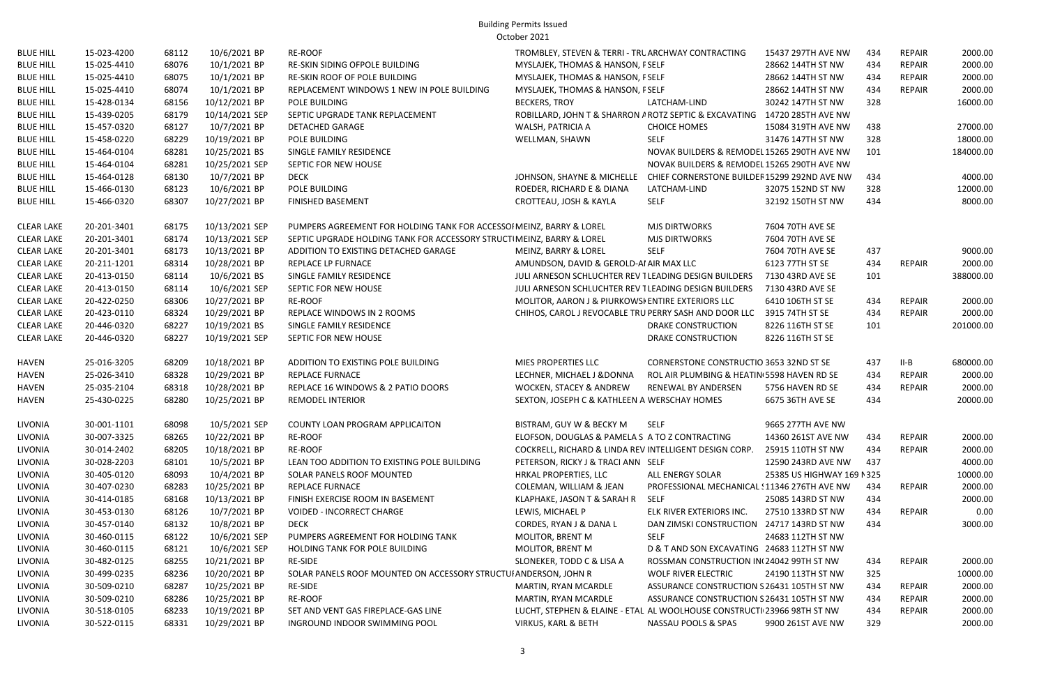# Building Permits Issued

October 2021

| | | | | | | | | | | | |
|---|---|---|---|---|---|---|---|---|---|---|---|
| BLUE HILL | 15-023-4200 | 68112 | 10/6/2021 | BP | RE-ROOF | TROMBLEY, STEVEN & TERRI - TRU | ARCHWAY CONTRACTING | 15437 297TH AVE NW | 434 | REPAIR | 2000.00 |
| BLUE HILL | 15-025-4410 | 68076 | 10/1/2021 | BP | RE-SKIN SIDING OFPOLE BUILDING | MYSLAJEK, THOMAS & HANSON, F | SELF | 28662 144TH ST NW | 434 | REPAIR | 2000.00 |
| BLUE HILL | 15-025-4410 | 68075 | 10/1/2021 | BP | RE-SKIN ROOF OF POLE BUILDING | MYSLAJEK, THOMAS & HANSON, F | SELF | 28662 144TH ST NW | 434 | REPAIR | 2000.00 |
| BLUE HILL | 15-025-4410 | 68074 | 10/1/2021 | BP | REPLACEMENT WINDOWS 1 NEW IN POLE BUILDING | MYSLAJEK, THOMAS & HANSON, F | SELF | 28662 144TH ST NW | 434 | REPAIR | 2000.00 |
| BLUE HILL | 15-428-0134 | 68156 | 10/12/2021 | BP | POLE BUILDING | BECKERS, TROY | LATCHAM-LIND | 30242 147TH ST NW | 328 | | 16000.00 |
| BLUE HILL | 15-439-0205 | 68179 | 10/14/2021 | SEP | SEPTIC UPGRADE TANK REPLACEMENT | ROBILLARD, JOHN T & SHARRON A | ROTZ SEPTIC & EXCAVATING | 14720 285TH AVE NW | | | |
| BLUE HILL | 15-457-0320 | 68127 | 10/7/2021 | BP | DETACHED GARAGE | WALSH, PATRICIA A | CHOICE HOMES | 15084 319TH AVE NW | 438 | | 27000.00 |
| BLUE HILL | 15-458-0220 | 68229 | 10/19/2021 | BP | POLE BUILDING | WELLMAN, SHAWN | SELF | 31476 147TH ST NW | 328 | | 18000.00 |
| BLUE HILL | 15-464-0104 | 68281 | 10/25/2021 | BS | SINGLE FAMILY RESIDENCE | | NOVAK BUILDERS & REMODEL | 15265 290TH AVE NW | 101 | | 184000.00 |
| BLUE HILL | 15-464-0104 | 68281 | 10/25/2021 | SEP | SEPTIC FOR NEW HOUSE | | NOVAK BUILDERS & REMODEL | 15265 290TH AVE NW | | | |
| BLUE HILL | 15-464-0128 | 68130 | 10/7/2021 | BP | DECK | JOHNSON, SHAYNE & MICHELLE | CHIEF CORNERSTONE BUILDER | 15299 292ND AVE NW | 434 | | 4000.00 |
| BLUE HILL | 15-466-0130 | 68123 | 10/6/2021 | BP | POLE BUILDING | ROEDER, RICHARD E & DIANA | LATCHAM-LIND | 32075 152ND ST NW | 328 | | 12000.00 |
| BLUE HILL | 15-466-0320 | 68307 | 10/27/2021 | BP | FINISHED BASEMENT | CROTTEAU, JOSH & KAYLA | SELF | 32192 150TH ST NW | 434 | | 8000.00 |
| | | | | | | | | | | | |
| CLEAR LAKE | 20-201-3401 | 68175 | 10/13/2021 | SEP | PUMPERS AGREEMENT FOR HOLDING TANK FOR ACCESSORY | MEINZ, BARRY & LOREL | MJS DIRTWORKS | 7604 70TH AVE SE | | | |
| CLEAR LAKE | 20-201-3401 | 68174 | 10/13/2021 | SEP | SEPTIC UPGRADE HOLDING TANK FOR ACCESSORY STRUCT | MEINZ, BARRY & LOREL | MJS DIRTWORKS | 7604 70TH AVE SE | | | |
| CLEAR LAKE | 20-201-3401 | 68173 | 10/13/2021 | BP | ADDITION TO EXISTING DETACHED GARAGE | MEINZ, BARRY & LOREL | SELF | 7604 70TH AVE SE | 437 | | 9000.00 |
| CLEAR LAKE | 20-211-1201 | 68314 | 10/28/2021 | BP | REPLACE LP FURNACE | AMUNDSON, DAVID & GEROLD-AI | AIR MAX LLC | 6123 77TH ST SE | 434 | REPAIR | 2000.00 |
| CLEAR LAKE | 20-413-0150 | 68114 | 10/6/2021 | BS | SINGLE FAMILY RESIDENCE | JULI ARNESON SCHLUCHTER REV T | LEADING DESIGN BUILDERS | 7130 43RD AVE SE | 101 | | 388000.00 |
| CLEAR LAKE | 20-413-0150 | 68114 | 10/6/2021 | SEP | SEPTIC FOR NEW HOUSE | JULI ARNESON SCHLUCHTER REV T | LEADING DESIGN BUILDERS | 7130 43RD AVE SE | | | |
| CLEAR LAKE | 20-422-0250 | 68306 | 10/27/2021 | BP | RE-ROOF | MOLITOR, AARON J & PIURKOWSK | ENTIRE EXTERIORS LLC | 6410 106TH ST SE | 434 | REPAIR | 2000.00 |
| CLEAR LAKE | 20-423-0110 | 68324 | 10/29/2021 | BP | REPLACE WINDOWS IN 2 ROOMS | CHIHOS, CAROL J REVOCABLE TRU | PERRY SASH AND DOOR LLC | 3915 74TH ST SE | 434 | REPAIR | 2000.00 |
| CLEAR LAKE | 20-446-0320 | 68227 | 10/19/2021 | BS | SINGLE FAMILY RESIDENCE | | DRAKE CONSTRUCTION | 8226 116TH ST SE | 101 | | 201000.00 |
| CLEAR LAKE | 20-446-0320 | 68227 | 10/19/2021 | SEP | SEPTIC FOR NEW HOUSE | | DRAKE CONSTRUCTION | 8226 116TH ST SE | | | |
| | | | | | | | | | | | |
| HAVEN | 25-016-3205 | 68209 | 10/18/2021 | BP | ADDITION TO EXISTING POLE BUILDING | MIES PROPERTIES LLC | CORNERSTONE CONSTRUCTIO | 3653 32ND ST SE | 437 | II-B | 680000.00 |
| HAVEN | 25-026-3410 | 68328 | 10/29/2021 | BP | REPLACE FURNACE | LECHNER, MICHAEL J &DONNA | ROL AIR PLUMBING & HEATIN | 5598 HAVEN RD SE | 434 | REPAIR | 2000.00 |
| HAVEN | 25-035-2104 | 68318 | 10/28/2021 | BP | REPLACE 16 WINDOWS & 2 PATIO DOORS | WOCKEN, STACEY & ANDREW | RENEWAL BY ANDERSEN | 5756 HAVEN RD SE | 434 | REPAIR | 2000.00 |
| HAVEN | 25-430-0225 | 68280 | 10/25/2021 | BP | REMODEL INTERIOR | SEXTON, JOSEPH C & KATHLEEN A | WERSCHAY HOMES | 6675 36TH AVE SE | 434 | | 20000.00 |
| | | | | | | | | | | | |
| LIVONIA | 30-001-1101 | 68098 | 10/5/2021 | SEP | COUNTY LOAN PROGRAM APPLICAITON | BISTRAM, GUY W & BECKY M | SELF | 9665 277TH AVE NW | | | |
| LIVONIA | 30-007-3325 | 68265 | 10/22/2021 | BP | RE-ROOF | ELOFSON, DOUGLAS & PAMELA S | A TO Z CONTRACTING | 14360 261ST AVE NW | 434 | REPAIR | 2000.00 |
| LIVONIA | 30-014-2402 | 68205 | 10/18/2021 | BP | RE-ROOF | COCKRELL, RICHARD & LINDA REV | INTELLIGENT DESIGN CORP. | 25915 110TH ST NW | 434 | REPAIR | 2000.00 |
| LIVONIA | 30-028-2203 | 68101 | 10/5/2021 | BP | LEAN TOO ADDITION TO EXISTING POLE BUILDING | PETERSON, RICKY J & TRACI ANN | SELF | 12590 243RD AVE NW | 437 | | 4000.00 |
| LIVONIA | 30-405-0120 | 68093 | 10/4/2021 | BP | SOLAR PANELS ROOF MOUNTED | HRKAL PROPERTIES, LLC | ALL ENERGY SOLAR | 25385 US HIGHWAY 169 N | 325 | | 10000.00 |
| LIVONIA | 30-407-0230 | 68283 | 10/25/2021 | BP | REPLACE FURNACE | COLEMAN, WILLIAM & JEAN | PROFESSIONAL MECHANICAL | 11346 276TH AVE NW | 434 | REPAIR | 2000.00 |
| LIVONIA | 30-414-0185 | 68168 | 10/13/2021 | BP | FINISH EXERCISE ROOM IN BASEMENT | KLAPHAKE, JASON T & SARAH R | SELF | 25085 143RD ST NW | 434 | | 2000.00 |
| LIVONIA | 30-453-0130 | 68126 | 10/7/2021 | BP | VOIDED - INCORRECT CHARGE | LEWIS, MICHAEL P | ELK RIVER EXTERIORS INC. | 27510 133RD ST NW | 434 | REPAIR | 0.00 |
| LIVONIA | 30-457-0140 | 68132 | 10/8/2021 | BP | DECK | CORDES, RYAN J & DANA L | DAN ZIMSKI CONSTRUCTION | 24717 143RD ST NW | 434 | | 3000.00 |
| LIVONIA | 30-460-0115 | 68122 | 10/6/2021 | SEP | PUMPERS AGREEMENT FOR HOLDING TANK | MOLITOR, BRENT M | SELF | 24683 112TH ST NW | | | |
| LIVONIA | 30-460-0115 | 68121 | 10/6/2021 | SEP | HOLDING TANK FOR POLE BUILDING | MOLITOR, BRENT M | D & T AND SON EXCAVATING | 24683 112TH ST NW | | | |
| LIVONIA | 30-482-0125 | 68255 | 10/21/2021 | BP | RE-SIDE | SLONEKER, TODD C & LISA A | ROSSMAN CONSTRUCTION IN | 24042 99TH ST NW | 434 | REPAIR | 2000.00 |
| LIVONIA | 30-499-0235 | 68236 | 10/20/2021 | BP | SOLAR PANELS ROOF MOUNTED ON ACCESSORY STRUCTU | ANDERSON, JOHN R | WOLF RIVER ELECTRIC | 24190 113TH ST NW | 325 | | 10000.00 |
| LIVONIA | 30-509-0210 | 68287 | 10/25/2021 | BP | RE-SIDE | MARTIN, RYAN MCARDLE | ASSURANCE CONSTRUCTION S | 26431 105TH ST NW | 434 | REPAIR | 2000.00 |
| LIVONIA | 30-509-0210 | 68286 | 10/25/2021 | BP | RE-ROOF | MARTIN, RYAN MCARDLE | ASSURANCE CONSTRUCTION S | 26431 105TH ST NW | 434 | REPAIR | 2000.00 |
| LIVONIA | 30-518-0105 | 68233 | 10/19/2021 | BP | SET AND VENT GAS FIREPLACE-GAS LINE | LUCHT, STEPHEN & ELAINE - ETAL | AL WOOLHOUSE CONSTRUCTI | 23966 98TH ST NW | 434 | REPAIR | 2000.00 |
| LIVONIA | 30-522-0115 | 68331 | 10/29/2021 | BP | INGROUND INDOOR SWIMMING POOL | VIRKUS, KARL & BETH | NASSAU POOLS & SPAS | 9900 261ST AVE NW | 329 | | 2000.00 |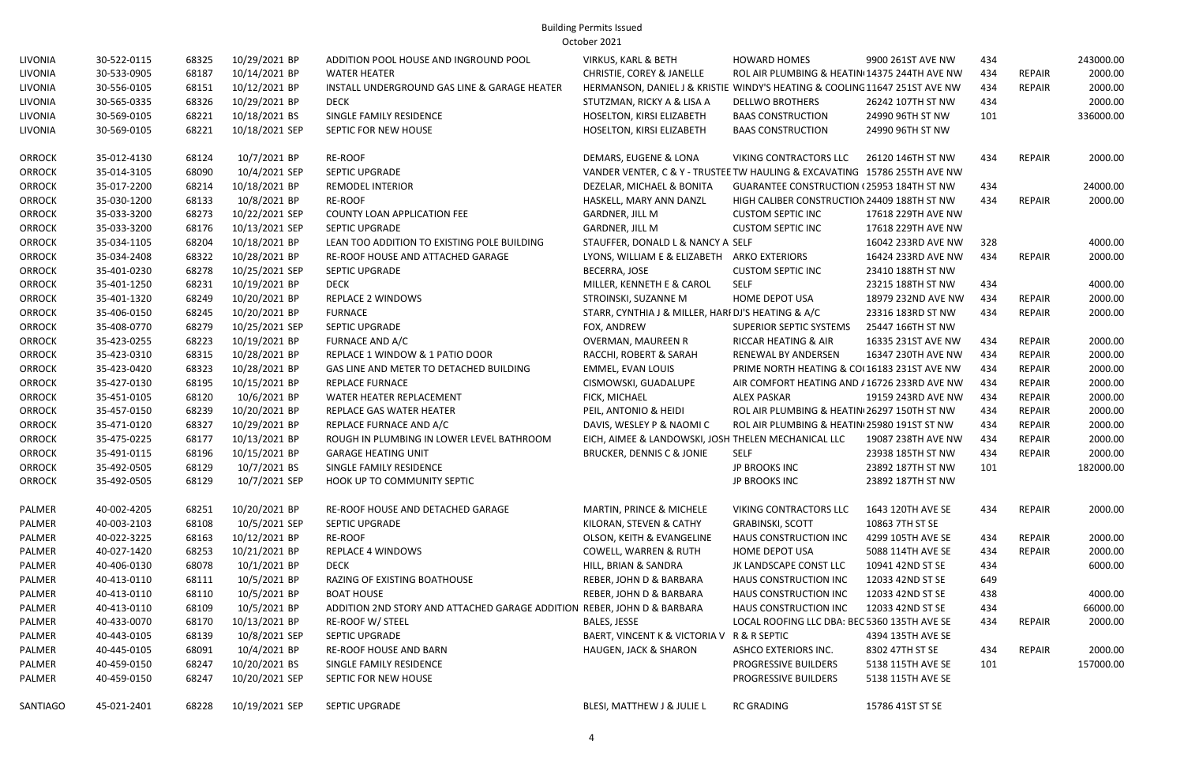# Building Permits Issued

October 2021

| | | | | | | | | | | | |
|---|---|---|---|---|---|---|---|---|---|---|---|
| LIVONIA | 30-522-0115 | 68325 | 10/29/2021 BP | ADDITION POOL HOUSE AND INGROUND POOL | VIRKUS, KARL & BETH | HOWARD HOMES | 9900 261ST AVE NW | 434 | | 243000.00 |
| LIVONIA | 30-533-0905 | 68187 | 10/14/2021 BP | WATER HEATER | CHRISTIE, COREY & JANELLE | ROL AIR PLUMBING & HEATIN | 14375 244TH AVE NW | 434 | REPAIR | 2000.00 |
| LIVONIA | 30-556-0105 | 68151 | 10/12/2021 BP | INSTALL UNDERGROUND GAS LINE & GARAGE HEATER | HERMANSON, DANIEL J & KRISTIE | WINDY'S HEATING & COOLING | 11647 251ST AVE NW | 434 | REPAIR | 2000.00 |
| LIVONIA | 30-565-0335 | 68326 | 10/29/2021 BP | DECK | STUTZMAN, RICKY A & LISA A | DELLWO BROTHERS | 26242 107TH ST NW | 434 | | 2000.00 |
| LIVONIA | 30-569-0105 | 68221 | 10/18/2021 BS | SINGLE FAMILY RESIDENCE | HOSELTON, KIRSI ELIZABETH | BAAS CONSTRUCTION | 24990 96TH ST NW | 101 | | 336000.00 |
| LIVONIA | 30-569-0105 | 68221 | 10/18/2021 SEP | SEPTIC FOR NEW HOUSE | HOSELTON, KIRSI ELIZABETH | BAAS CONSTRUCTION | 24990 96TH ST NW | | | |
| ORROCK | 35-012-4130 | 68124 | 10/7/2021 BP | RE-ROOF | DEMARS, EUGENE & LONA | VIKING CONTRACTORS LLC | 26120 146TH ST NW | 434 | REPAIR | 2000.00 |
| ORROCK | 35-014-3105 | 68090 | 10/4/2021 SEP | SEPTIC UPGRADE | VANDER VENTER, C & Y - TRUSTEE | TW HAULING & EXCAVATING | 15786 255TH AVE NW | | | |
| ORROCK | 35-017-2200 | 68214 | 10/18/2021 BP | REMODEL INTERIOR | DEZELAR, MICHAEL & BONITA | GUARANTEE CONSTRUCTION ( | 25953 184TH ST NW | 434 | | 24000.00 |
| ORROCK | 35-030-1200 | 68133 | 10/8/2021 BP | RE-ROOF | HASKELL, MARY ANN DANZL | HIGH CALIBER CONSTRUCTION | 24409 188TH ST NW | 434 | REPAIR | 2000.00 |
| ORROCK | 35-033-3200 | 68273 | 10/22/2021 SEP | COUNTY LOAN APPLICATION FEE | GARDNER, JILL M | CUSTOM SEPTIC INC | 17618 229TH AVE NW | | | |
| ORROCK | 35-033-3200 | 68176 | 10/13/2021 SEP | SEPTIC UPGRADE | GARDNER, JILL M | CUSTOM SEPTIC INC | 17618 229TH AVE NW | | | |
| ORROCK | 35-034-1105 | 68204 | 10/18/2021 BP | LEAN TOO ADDITION TO EXISTING POLE BUILDING | STAUFFER, DONALD L & NANCY A | SELF | 16042 233RD AVE NW | 328 | | 4000.00 |
| ORROCK | 35-034-2408 | 68322 | 10/28/2021 BP | RE-ROOF HOUSE AND ATTACHED GARAGE | LYONS, WILLIAM E & ELIZABETH | ARKO EXTERIORS | 16424 233RD AVE NW | 434 | REPAIR | 2000.00 |
| ORROCK | 35-401-0230 | 68278 | 10/25/2021 SEP | SEPTIC UPGRADE | BECERRA, JOSE | CUSTOM SEPTIC INC | 23410 188TH ST NW | | | |
| ORROCK | 35-401-1250 | 68231 | 10/19/2021 BP | DECK | MILLER, KENNETH E & CAROL | SELF | 23215 188TH ST NW | 434 | | 4000.00 |
| ORROCK | 35-401-1320 | 68249 | 10/20/2021 BP | REPLACE 2 WINDOWS | STROINSKI, SUZANNE M | HOME DEPOT USA | 18979 232ND AVE NW | 434 | REPAIR | 2000.00 |
| ORROCK | 35-406-0150 | 68245 | 10/20/2021 BP | FURNACE | STARR, CYNTHIA J & MILLER, HARI | DJ'S HEATING & A/C | 23316 183RD ST NW | 434 | REPAIR | 2000.00 |
| ORROCK | 35-408-0770 | 68279 | 10/25/2021 SEP | SEPTIC UPGRADE | FOX, ANDREW | SUPERIOR SEPTIC SYSTEMS | 25447 166TH ST NW | | | |
| ORROCK | 35-423-0255 | 68223 | 10/19/2021 BP | FURNACE AND A/C | OVERMAN, MAUREEN R | RICCAR HEATING & AIR | 16335 231ST AVE NW | 434 | REPAIR | 2000.00 |
| ORROCK | 35-423-0310 | 68315 | 10/28/2021 BP | REPLACE 1 WINDOW & 1 PATIO DOOR | RACCHI, ROBERT & SARAH | RENEWAL BY ANDERSEN | 16347 230TH AVE NW | 434 | REPAIR | 2000.00 |
| ORROCK | 35-423-0420 | 68323 | 10/28/2021 BP | GAS LINE AND METER TO DETACHED BUILDING | EMMEL, EVAN LOUIS | PRIME NORTH HEATING & CO | 16183 231ST AVE NW | 434 | REPAIR | 2000.00 |
| ORROCK | 35-427-0130 | 68195 | 10/15/2021 BP | REPLACE FURNACE | CISMOWSKI, GUADALUPE | AIR COMFORT HEATING AND A | 16726 233RD AVE NW | 434 | REPAIR | 2000.00 |
| ORROCK | 35-451-0105 | 68120 | 10/6/2021 BP | WATER HEATER REPLACEMENT | FICK, MICHAEL | ALEX PASKAR | 19159 243RD AVE NW | 434 | REPAIR | 2000.00 |
| ORROCK | 35-457-0150 | 68239 | 10/20/2021 BP | REPLACE GAS WATER HEATER | PEIL, ANTONIO & HEIDI | ROL AIR PLUMBING & HEATIN | 26297 150TH ST NW | 434 | REPAIR | 2000.00 |
| ORROCK | 35-471-0120 | 68327 | 10/29/2021 BP | REPLACE FURNACE AND A/C | DAVIS, WESLEY P & NAOMI C | ROL AIR PLUMBING & HEATIN | 25980 191ST ST NW | 434 | REPAIR | 2000.00 |
| ORROCK | 35-475-0225 | 68177 | 10/13/2021 BP | ROUGH IN PLUMBING IN LOWER LEVEL BATHROOM | EICH, AIMEE & LANDOWSKI, JOSH | THELEN MECHANICAL LLC | 19087 238TH AVE NW | 434 | REPAIR | 2000.00 |
| ORROCK | 35-491-0115 | 68196 | 10/15/2021 BP | GARAGE HEATING UNIT | BRUCKER, DENNIS C & JONIE | SELF | 23938 185TH ST NW | 434 | REPAIR | 2000.00 |
| ORROCK | 35-492-0505 | 68129 | 10/7/2021 BS | SINGLE FAMILY RESIDENCE | | JP BROOKS INC | 23892 187TH ST NW | 101 | | 182000.00 |
| ORROCK | 35-492-0505 | 68129 | 10/7/2021 SEP | HOOK UP TO COMMUNITY SEPTIC | | JP BROOKS INC | 23892 187TH ST NW | | | |
| PALMER | 40-002-4205 | 68251 | 10/20/2021 BP | RE-ROOF HOUSE AND DETACHED GARAGE | MARTIN, PRINCE & MICHELE | VIKING CONTRACTORS LLC | 1643 120TH AVE SE | 434 | REPAIR | 2000.00 |
| PALMER | 40-003-2103 | 68108 | 10/5/2021 SEP | SEPTIC UPGRADE | KILORAN, STEVEN & CATHY | GRABINSKI, SCOTT | 10863 7TH ST SE | | | |
| PALMER | 40-022-3225 | 68163 | 10/12/2021 BP | RE-ROOF | OLSON, KEITH & EVANGELINE | HAUS CONSTRUCTION INC | 4299 105TH AVE SE | 434 | REPAIR | 2000.00 |
| PALMER | 40-027-1420 | 68253 | 10/21/2021 BP | REPLACE 4 WINDOWS | COWELL, WARREN & RUTH | HOME DEPOT USA | 5088 114TH AVE SE | 434 | REPAIR | 2000.00 |
| PALMER | 40-406-0130 | 68078 | 10/1/2021 BP | DECK | HILL, BRIAN & SANDRA | JK LANDSCAPE CONST LLC | 10941 42ND ST SE | 434 | | 6000.00 |
| PALMER | 40-413-0110 | 68111 | 10/5/2021 BP | RAZING OF EXISTING BOATHOUSE | REBER, JOHN D & BARBARA | HAUS CONSTRUCTION INC | 12033 42ND ST SE | 649 | | |
| PALMER | 40-413-0110 | 68110 | 10/5/2021 BP | BOAT HOUSE | REBER, JOHN D & BARBARA | HAUS CONSTRUCTION INC | 12033 42ND ST SE | 438 | | 4000.00 |
| PALMER | 40-413-0110 | 68109 | 10/5/2021 BP | ADDITION 2ND STORY AND ATTACHED GARAGE ADDITION | REBER, JOHN D & BARBARA | HAUS CONSTRUCTION INC | 12033 42ND ST SE | 434 | | 66000.00 |
| PALMER | 40-433-0070 | 68170 | 10/13/2021 BP | RE-ROOF W/ STEEL | BALES, JESSE | LOCAL ROOFING LLC DBA: BEC | 5360 135TH AVE SE | 434 | REPAIR | 2000.00 |
| PALMER | 40-443-0105 | 68139 | 10/8/2021 SEP | SEPTIC UPGRADE | BAERT, VINCENT K & VICTORIA V | R & R SEPTIC | 4394 135TH AVE SE | | | |
| PALMER | 40-445-0105 | 68091 | 10/4/2021 BP | RE-ROOF HOUSE AND BARN | HAUGEN, JACK & SHARON | ASHCO EXTERIORS INC. | 8302 47TH ST SE | 434 | REPAIR | 2000.00 |
| PALMER | 40-459-0150 | 68247 | 10/20/2021 BS | SINGLE FAMILY RESIDENCE | | PROGRESSIVE BUILDERS | 5138 115TH AVE SE | 101 | | 157000.00 |
| PALMER | 40-459-0150 | 68247 | 10/20/2021 SEP | SEPTIC FOR NEW HOUSE | | PROGRESSIVE BUILDERS | 5138 115TH AVE SE | | | |
| SANTIAGO | 45-021-2401 | 68228 | 10/19/2021 SEP | SEPTIC UPGRADE | BLESI, MATTHEW J & JULIE L | RC GRADING | 15786 41ST ST SE | | | |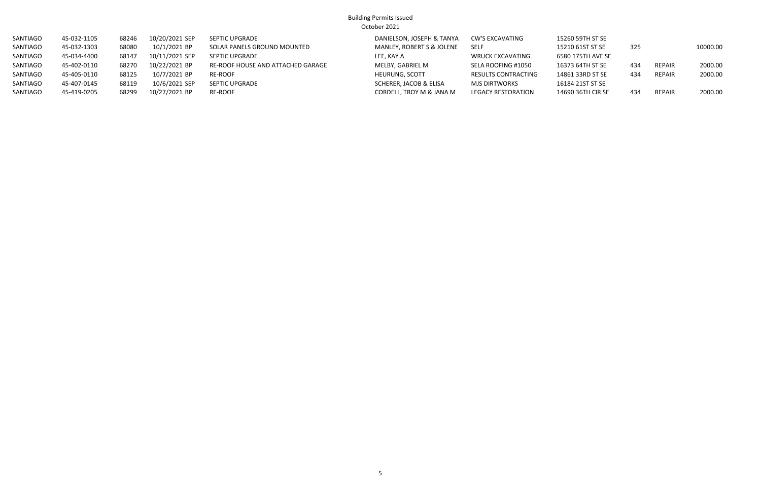Building Permits Issued

October 2021

| | | | | | | | | | | | |
|---|---|---|---|---|---|---|---|---|---|---|---|
| SANTIAGO | 45-032-1105 | 68246 | 10/20/2021 | SEP | SEPTIC UPGRADE | DANIELSON, JOSEPH & TANYA | CW'S EXCAVATING | 15260 59TH ST SE | | | |
| SANTIAGO | 45-032-1303 | 68080 | 10/1/2021 | BP | SOLAR PANELS GROUND MOUNTED | MANLEY, ROBERT S & JOLENE | SELF | 15210 61ST ST SE | 325 | | 10000.00 |
| SANTIAGO | 45-034-4400 | 68147 | 10/11/2021 | SEP | SEPTIC UPGRADE | LEE, KAY A | WRUCK EXCAVATING | 6580 175TH AVE SE | | | |
| SANTIAGO | 45-402-0110 | 68270 | 10/22/2021 | BP | RE-ROOF HOUSE AND ATTACHED GARAGE | MELBY, GABRIEL M | SELA ROOFING #1050 | 16373 64TH ST SE | 434 | REPAIR | 2000.00 |
| SANTIAGO | 45-405-0110 | 68125 | 10/7/2021 | BP | RE-ROOF | HEURUNG, SCOTT | RESULTS CONTRACTING | 14861 33RD ST SE | 434 | REPAIR | 2000.00 |
| SANTIAGO | 45-407-0145 | 68119 | 10/6/2021 | SEP | SEPTIC UPGRADE | SCHERER, JACOB & ELISA | MJS DIRTWORKS | 16184 21ST ST SE | | | |
| SANTIAGO | 45-419-0205 | 68299 | 10/27/2021 | BP | RE-ROOF | CORDELL, TROY M & JANA M | LEGACY RESTORATION | 14690 36TH CIR SE | 434 | REPAIR | 2000.00 |